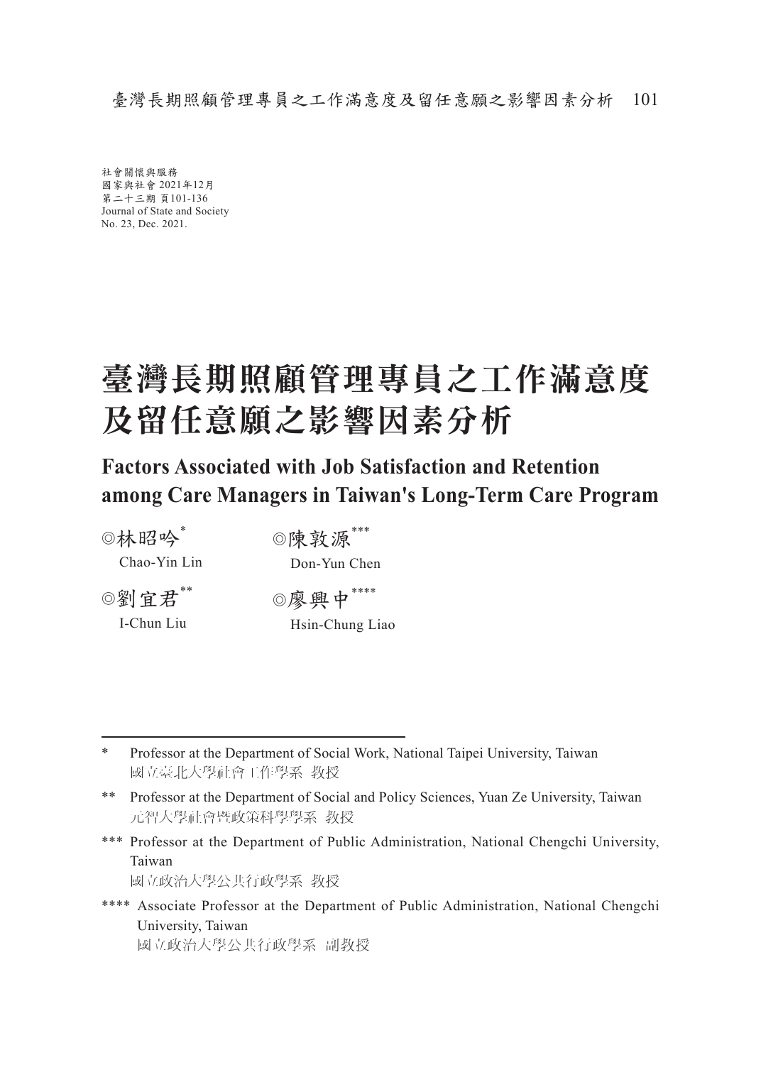社會關懷與服務
國家與社會 2021年12月
第二十三期 頁101-136
Journal of State and Society
No. 23, Dec. 2021.

# 臺灣長期照顧管理專員之工作滿意度及留任意願之影響因素分析

## Factors Associated with Job Satisfaction and Retention among Care Managers in Taiwan's Long-Term Care Program

◎林昭吟[*]
Chao-Yin Lin

◎陳敦源[***]
Don-Yun Chen

◎劉宜君[**]
I-Chun Liu

◎廖興中[****]
Hsin-Chung Liao

---

\* Professor at the Department of Social Work, National Taipei University, Taiwan
國立臺北大學社會工作學系 教授

\** Professor at the Department of Social and Policy Sciences, Yuan Ze University, Taiwan
元智大學社會暨政策科學學系 教授

\*** Professor at the Department of Public Administration, National Chengchi University, Taiwan
國立政治大學公共行政學系 教授

\**** Associate Professor at the Department of Public Administration, National Chengchi University, Taiwan
國立政治大學公共行政學系 副教授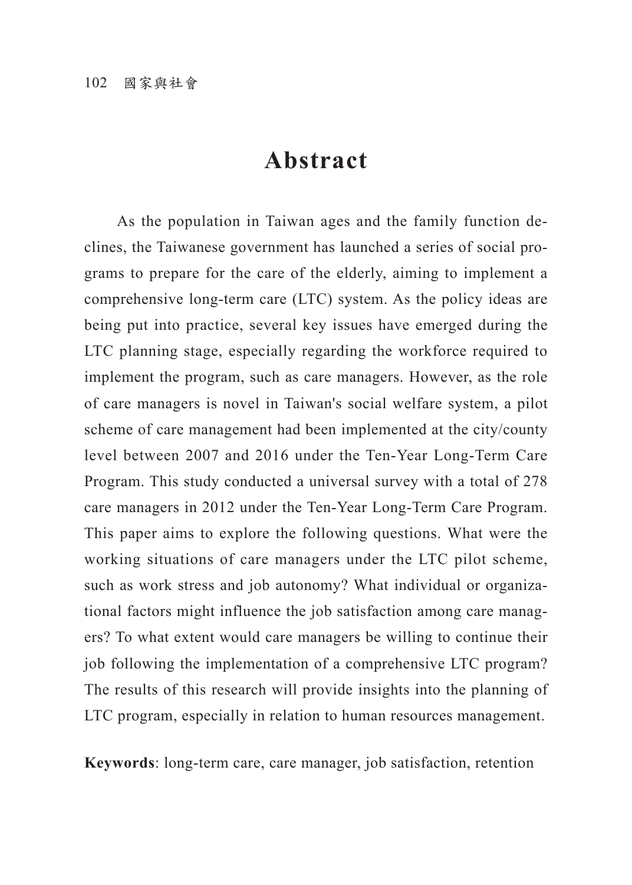# Abstract

As the population in Taiwan ages and the family function declines, the Taiwanese government has launched a series of social programs to prepare for the care of the elderly, aiming to implement a comprehensive long-term care (LTC) system. As the policy ideas are being put into practice, several key issues have emerged during the LTC planning stage, especially regarding the workforce required to implement the program, such as care managers. However, as the role of care managers is novel in Taiwan's social welfare system, a pilot scheme of care management had been implemented at the city/county level between 2007 and 2016 under the Ten-Year Long-Term Care Program. This study conducted a universal survey with a total of 278 care managers in 2012 under the Ten-Year Long-Term Care Program. This paper aims to explore the following questions. What were the working situations of care managers under the LTC pilot scheme, such as work stress and job autonomy? What individual or organizational factors might influence the job satisfaction among care managers? To what extent would care managers be willing to continue their job following the implementation of a comprehensive LTC program? The results of this research will provide insights into the planning of LTC program, especially in relation to human resources management.

**Keywords**: long-term care, care manager, job satisfaction, retention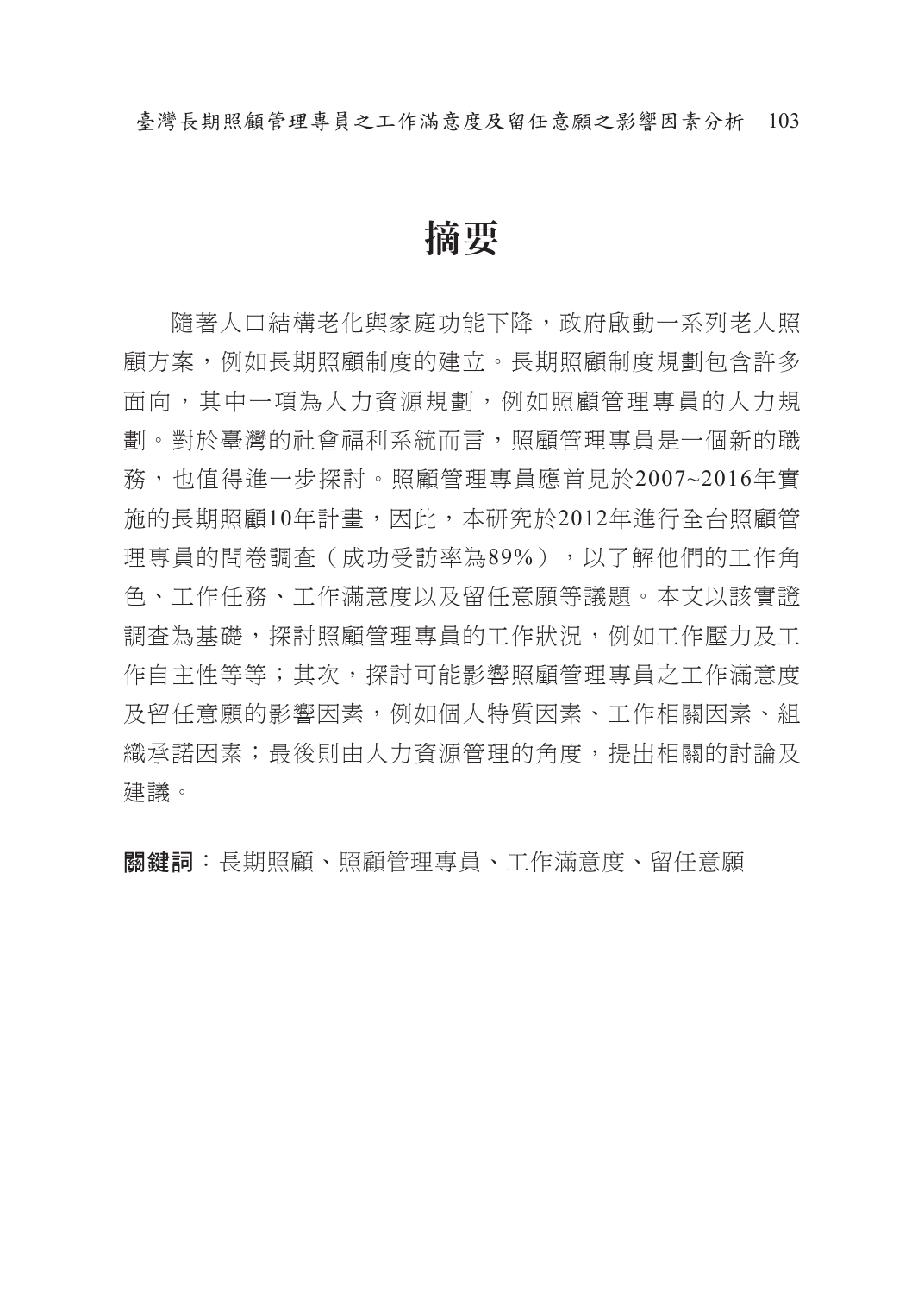# 摘要

隨著人口結構老化與家庭功能下降，政府啟動一系列老人照顧方案，例如長期照顧制度的建立。長期照顧制度規劃包含許多面向，其中一項為人力資源規劃，例如照顧管理專員的人力規劃。對於臺灣的社會福利系統而言，照顧管理專員是一個新的職務，也值得進一步探討。照顧管理專員應首見於2007~2016年實施的長期照顧10年計畫，因此，本研究於2012年進行全台照顧管理專員的問卷調查（成功受訪率為89%），以了解他們的工作角色、工作任務、工作滿意度以及留任意願等議題。本文以該實證調查為基礎，探討照顧管理專員的工作狀況，例如工作壓力及工作自主性等等；其次，探討可能影響照顧管理專員之工作滿意度及留任意願的影響因素，例如個人特質因素、工作相關因素、組織承諾因素；最後則由人力資源管理的角度，提出相關的討論及建議。

**關鍵詞**：長期照顧、照顧管理專員、工作滿意度、留任意願